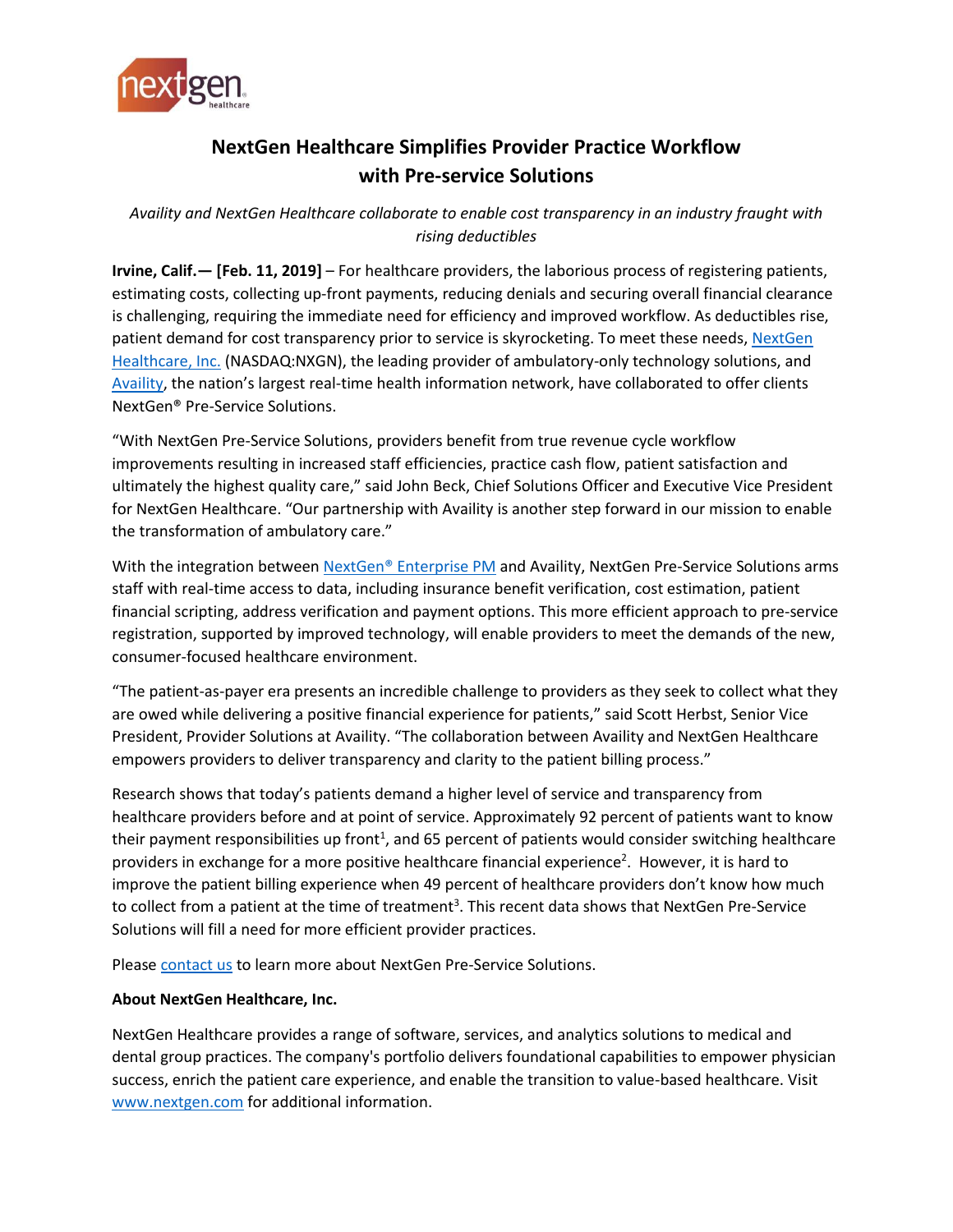# NextGen Healthcare Simplifies Provider Practice Workflow with Pre-service Solutions

*Availity and NextGen Healthcare collaborate to enable cost transparency in an industry fraught with rising deductibles*

**Irvine, Calif.— [Feb. 11, 2019]** – For healthcare providers, the laborious process of registering patients, estimating costs, collecting up-front payments, reducing denials and securing overall financial clearance is challenging, requiring the immediate need for efficiency and improved workflow. As deductibles rise, patient demand for cost transparency prior to service is skyrocketing. To meet these needs, NextGen Healthcare, Inc. (NASDAQ:NXGN), the leading provider of ambulatory-only technology solutions, and Availity, the nation's largest real-time health information network, have collaborated to offer clients NextGen® Pre-Service Solutions.

"With NextGen Pre-Service Solutions, providers benefit from true revenue cycle workflow improvements resulting in increased staff efficiencies, practice cash flow, patient satisfaction and ultimately the highest quality care," said John Beck, Chief Solutions Officer and Executive Vice President for NextGen Healthcare. "Our partnership with Availity is another step forward in our mission to enable the transformation of ambulatory care."

With the integration between NextGen® Enterprise PM and Availity, NextGen Pre-Service Solutions arms staff with real-time access to data, including insurance benefit verification, cost estimation, patient financial scripting, address verification and payment options. This more efficient approach to pre-service registration, supported by improved technology, will enable providers to meet the demands of the new, consumer-focused healthcare environment.

"The patient-as-payer era presents an incredible challenge to providers as they seek to collect what they are owed while delivering a positive financial experience for patients," said Scott Herbst, Senior Vice President, Provider Solutions at Availity. "The collaboration between Availity and NextGen Healthcare empowers providers to deliver transparency and clarity to the patient billing process."

Research shows that today's patients demand a higher level of service and transparency from healthcare providers before and at point of service. Approximately 92 percent of patients want to know their payment responsibilities up front[1], and 65 percent of patients would consider switching healthcare providers in exchange for a more positive healthcare financial experience[2]. However, it is hard to improve the patient billing experience when 49 percent of healthcare providers don't know how much to collect from a patient at the time of treatment[3]. This recent data shows that NextGen Pre-Service Solutions will fill a need for more efficient provider practices.

Please contact us to learn more about NextGen Pre-Service Solutions.

**About NextGen Healthcare, Inc.**

NextGen Healthcare provides a range of software, services, and analytics solutions to medical and dental group practices. The company's portfolio delivers foundational capabilities to empower physician success, enrich the patient care experience, and enable the transition to value-based healthcare. Visit www.nextgen.com for additional information.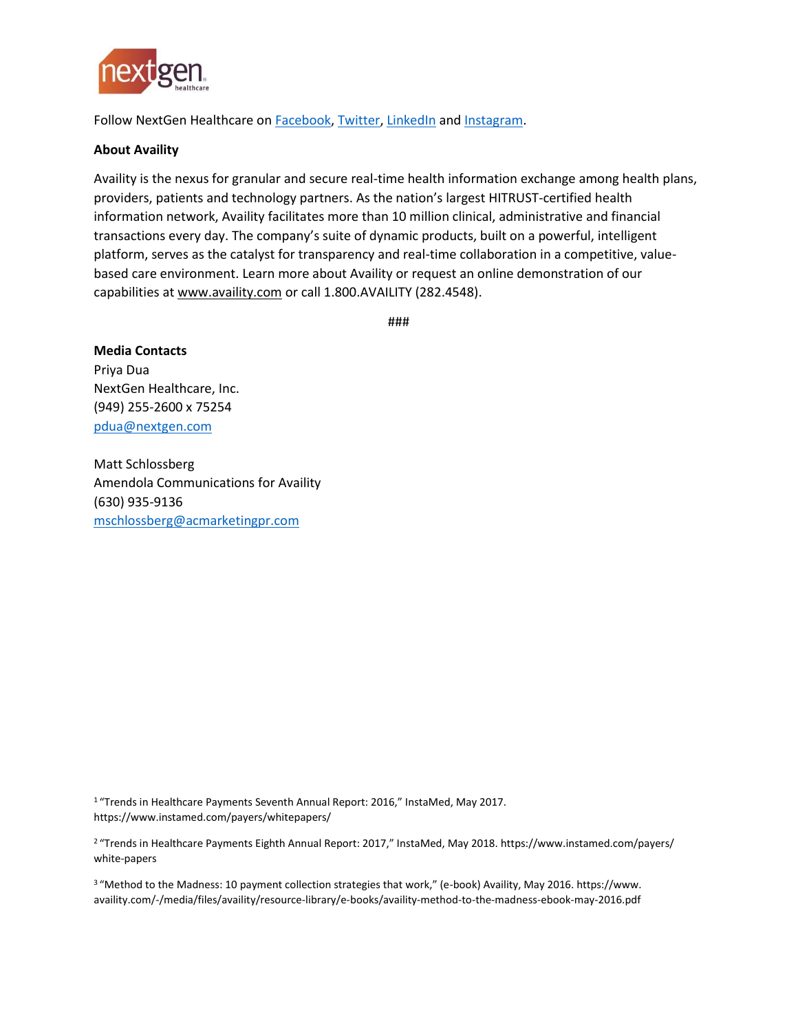Follow NextGen Healthcare on Facebook, Twitter, LinkedIn and Instagram.

**About Availity**

Availity is the nexus for granular and secure real-time health information exchange among health plans, providers, patients and technology partners. As the nation's largest HITRUST-certified health information network, Availity facilitates more than 10 million clinical, administrative and financial transactions every day. The company's suite of dynamic products, built on a powerful, intelligent platform, serves as the catalyst for transparency and real-time collaboration in a competitive, value-based care environment. Learn more about Availity or request an online demonstration of our capabilities at www.availity.com or call 1.800.AVAILITY (282.4548).

###

**Media Contacts**

Priya Dua
NextGen Healthcare, Inc.
(949) 255-2600 x 75254
pdua@nextgen.com

Matt Schlossberg
Amendola Communications for Availity
(630) 935-9136
mschlossberg@acmarketingpr.com

[1] "Trends in Healthcare Payments Seventh Annual Report: 2016," InstaMed, May 2017. https://www.instamed.com/payers/whitepapers/

[2] "Trends in Healthcare Payments Eighth Annual Report: 2017," InstaMed, May 2018. https://www.instamed.com/payers/white-papers

[3] "Method to the Madness: 10 payment collection strategies that work," (e-book) Availity, May 2016. https://www.availity.com/-/media/files/availity/resource-library/e-books/availity-method-to-the-madness-ebook-may-2016.pdf